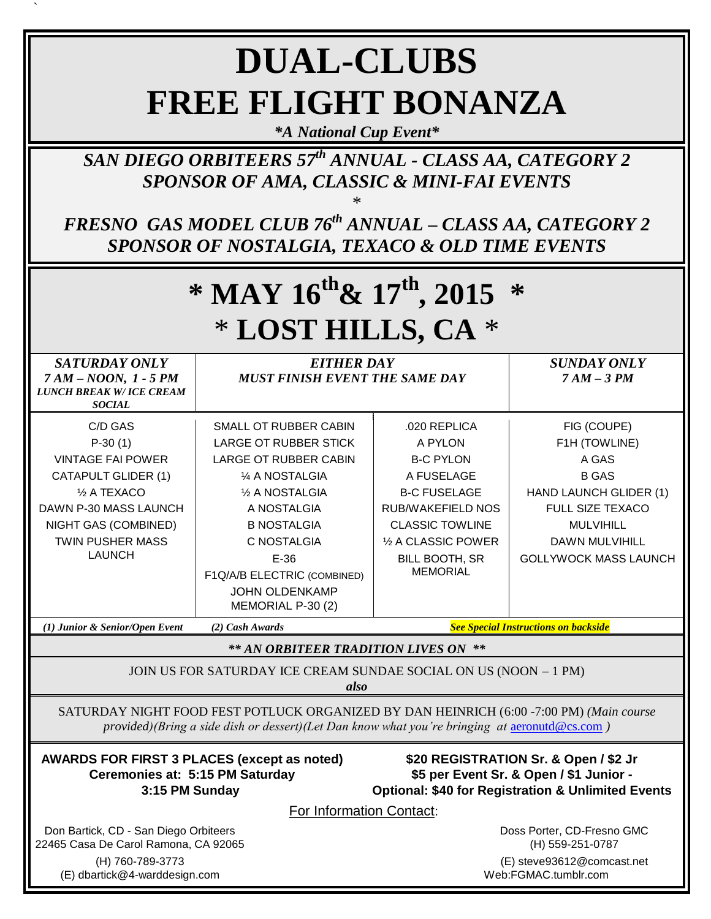# DUAL-CLUBS
# FREE FLIGHT BONANZA

***A National Cup Event***

***SAN DIEGO ORBITEERS 57th ANNUAL - CLASS AA, CATEGORY 2***
***SPONSOR OF AMA, CLASSIC & MINI-FAI EVENTS***

*

***FRESNO GAS MODEL CLUB 76th ANNUAL – CLASS AA, CATEGORY 2***
***SPONSOR OF NOSTALGIA, TEXACO & OLD TIME EVENTS***

# * MAY 16th & 17th, 2015 *
# * LOST HILLS, CA *

| *SATURDAY ONLY*<br>*7 AM – NOON, 1 - 5 PM*<br>*LUNCH BREAK W/ ICE CREAM SOCIAL* | *EITHER DAY*<br>*MUST FINISH EVENT THE SAME DAY* | | *SUNDAY ONLY*<br>*7 AM – 3 PM* |
|---|---|---|---|
| C/D GAS | SMALL OT RUBBER CABIN | .020 REPLICA | FIG (COUPE) |
| P-30 (1) | LARGE OT RUBBER STICK | A PYLON | F1H (TOWLINE) |
| VINTAGE FAI POWER | LARGE OT RUBBER CABIN | B-C PYLON | A GAS |
| CATAPULT GLIDER (1) | ¼ A NOSTALGIA | A FUSELAGE | B GAS |
| ½ A TEXACO | ½ A NOSTALGIA | B-C FUSELAGE | HAND LAUNCH GLIDER (1) |
| DAWN P-30 MASS LAUNCH | A NOSTALGIA | RUB/WAKEFIELD NOS | FULL SIZE TEXACO |
| NIGHT GAS (COMBINED) | B NOSTALGIA | CLASSIC TOWLINE | MULVIHILL |
| TWIN PUSHER MASS LAUNCH | C NOSTALGIA | ½ A CLASSIC POWER | DAWN MULVIHILL |
| | E-36 | BILL BOOTH, SR MEMORIAL | GOLLYWOCK MASS LAUNCH |
| | F1Q/A/B ELECTRIC (COMBINED) | | |
| | JOHN OLDENKAMP MEMORIAL P-30 (2) | | |

*(1) Junior & Senior/Open Event* *(2) Cash Awards* ***See Special Instructions on backside***

***** AN ORBITEER TRADITION LIVES ON *****

JOIN US FOR SATURDAY ICE CREAM SUNDAE SOCIAL ON US (NOON – 1 PM)

*also*

SATURDAY NIGHT FOOD FEST POTLUCK ORGANIZED BY DAN HEINRICH (6:00 -7:00 PM) *(Main course provided)(Bring a side dish or dessert)(Let Dan know what you're bringing at aeronutd@cs.com )*

**AWARDS FOR FIRST 3 PLACES (except as noted)**
**Ceremonies at: 5:15 PM Saturday**
**3:15 PM Sunday**

**$20 REGISTRATION Sr. & Open / $2 Jr**
**$5 per Event Sr. & Open / $1 Junior -**
**Optional: $40 for Registration & Unlimited Events**

For Information Contact:

Don Bartick, CD - San Diego Orbiteers
22465 Casa De Carol Ramona, CA 92065
(H) 760-789-3773
(E) dbartick@4-warddesign.com

Doss Porter, CD-Fresno GMC
(H) 559-251-0787
(E) steve93612@comcast.net
Web:FGMAC.tumblr.com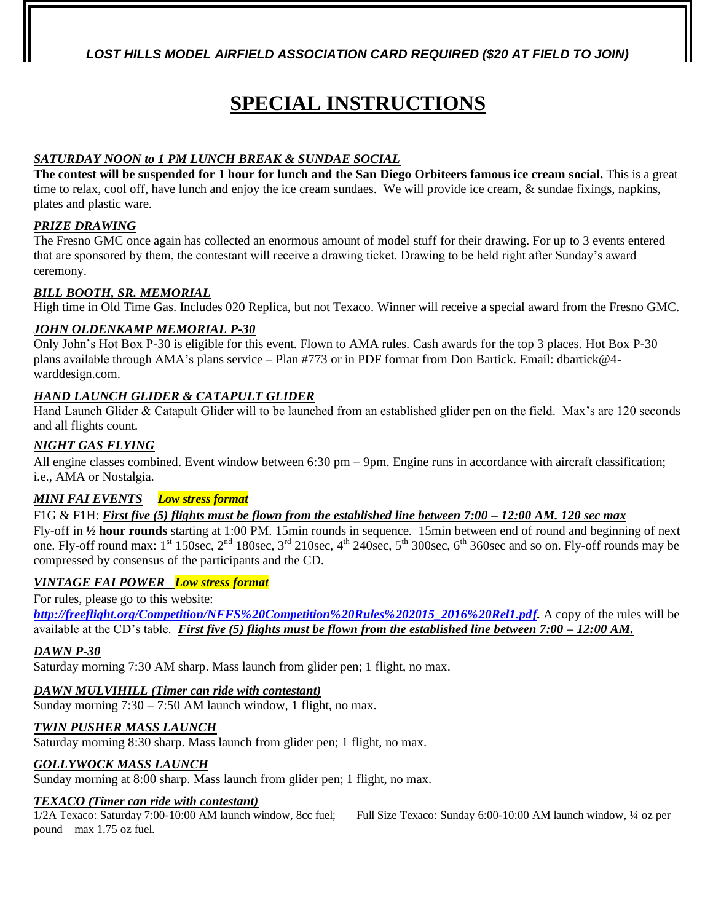***LOST HILLS MODEL AIRFIELD ASSOCIATION CARD REQUIRED ($20 AT FIELD TO JOIN)***

# SPECIAL INSTRUCTIONS

***SATURDAY NOON to 1 PM LUNCH BREAK & SUNDAE SOCIAL***

**The contest will be suspended for 1 hour for lunch and the San Diego Orbiteers famous ice cream social.** This is a great time to relax, cool off, have lunch and enjoy the ice cream sundaes. We will provide ice cream, & sundae fixings, napkins, plates and plastic ware.

***PRIZE DRAWING***

The Fresno GMC once again has collected an enormous amount of model stuff for their drawing. For up to 3 events entered that are sponsored by them, the contestant will receive a drawing ticket. Drawing to be held right after Sunday's award ceremony.

***BILL BOOTH, SR. MEMORIAL***

High time in Old Time Gas. Includes 020 Replica, but not Texaco. Winner will receive a special award from the Fresno GMC.

***JOHN OLDENKAMP MEMORIAL P-30***

Only John's Hot Box P-30 is eligible for this event. Flown to AMA rules. Cash awards for the top 3 places. Hot Box P-30 plans available through AMA's plans service – Plan #773 or in PDF format from Don Bartick. Email: dbartick@4-warddesign.com.

***HAND LAUNCH GLIDER & CATAPULT GLIDER***

Hand Launch Glider & Catapult Glider will to be launched from an established glider pen on the field. Max's are 120 seconds and all flights count.

***NIGHT GAS FLYING***

All engine classes combined. Event window between 6:30 pm – 9pm. Engine runs in accordance with aircraft classification; i.e., AMA or Nostalgia.

***MINI FAI EVENTS*** ***Low stress format***

F1G & F1H: ***First five (5) flights must be flown from the established line between 7:00 – 12:00 AM. 120 sec max***

Fly-off in **½ hour rounds** starting at 1:00 PM. 15min rounds in sequence. 15min between end of round and beginning of next one. Fly-off round max: 1st 150sec, 2nd 180sec, 3rd 210sec, 4th 240sec, 5th 300sec, 6th 360sec and so on. Fly-off rounds may be compressed by consensus of the participants and the CD.

***VINTAGE FAI POWER*** ***Low stress format***

For rules, please go to this website:

***http://freeflight.org/Competition/NFFS%20Competition%20Rules%202015_2016%20Rel1.pdf***. A copy of the rules will be available at the CD's table. ***First five (5) flights must be flown from the established line between 7:00 – 12:00 AM.***

***DAWN P-30***

Saturday morning 7:30 AM sharp. Mass launch from glider pen; 1 flight, no max.

***DAWN MULVIHILL (Timer can ride with contestant)***

Sunday morning 7:30 – 7:50 AM launch window, 1 flight, no max.

***TWIN PUSHER MASS LAUNCH***

Saturday morning 8:30 sharp. Mass launch from glider pen; 1 flight, no max.

***GOLLYWOCK MASS LAUNCH***

Sunday morning at 8:00 sharp. Mass launch from glider pen; 1 flight, no max.

***TEXACO (Timer can ride with contestant)***

1/2A Texaco: Saturday 7:00-10:00 AM launch window, 8cc fuel; Full Size Texaco: Sunday 6:00-10:00 AM launch window, ¼ oz per pound – max 1.75 oz fuel.